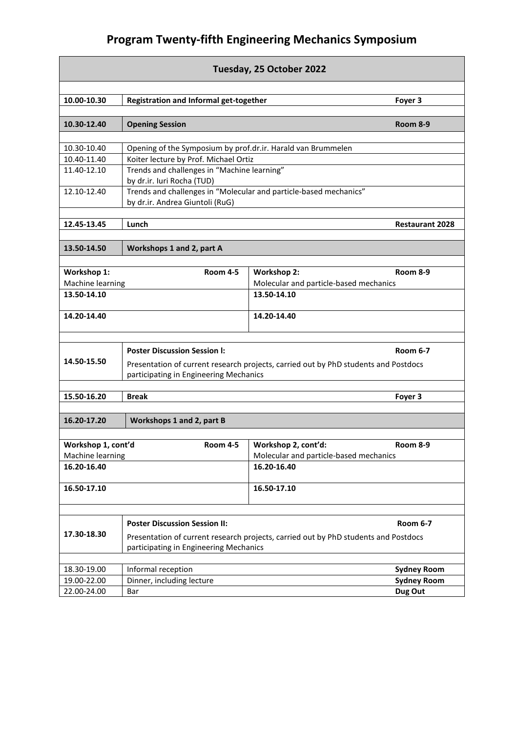# Program Twenty-fifth Engineering Mechanics Symposium

## Tuesday, 25 October 2022

| Time | Activity | Location |
|---|---|---|
| **10.00-10.30** | **Registration and Informal get-together** | **Foyer 3** |
| **10.30-12.40** | **Opening Session** | **Room 8-9** |
| 10.30-10.40 | Opening of the Symposium by prof.dr.ir. Harald van Brummelen | |
| 10.40-11.40 | Koiter lecture by Prof. Michael Ortiz | |
| 11.40-12.10 | Trends and challenges in "Machine learning" by dr.ir. Iuri Rocha (TUD) | |
| 12.10-12.40 | Trends and challenges in "Molecular and particle-based mechanics" by dr.ir. Andrea Giuntoli (RuG) | |
| **12.45-13.45** | **Lunch** | **Restaurant 2028** |
| **13.50-14.50** | **Workshops 1 and 2, part A** | |

| **Workshop 1:** Machine learning — **Room 4-5** | **Workshop 2:** Molecular and particle-based mechanics — **Room 8-9** |
|---|---|
| **13.50-14.10** | **13.50-14.10** |
| **14.20-14.40** | **14.20-14.40** |

| Time | Activity | Location |
|---|---|---|
| **14.50-15.50** | **Poster Discussion Session I:** Presentation of current research projects, carried out by PhD students and Postdocs participating in Engineering Mechanics | **Room 6-7** |
| **15.50-16.20** | **Break** | **Foyer 3** |
| **16.20-17.20** | **Workshops 1 and 2, part B** | |

| **Workshop 1, cont'd** Machine learning — **Room 4-5** | **Workshop 2, cont'd:** Molecular and particle-based mechanics — **Room 8-9** |
|---|---|
| **16.20-16.40** | **16.20-16.40** |
| **16.50-17.10** | **16.50-17.10** |

| Time | Activity | Location |
|---|---|---|
| **17.30-18.30** | **Poster Discussion Session II:** Presentation of current research projects, carried out by PhD students and Postdocs participating in Engineering Mechanics | **Room 6-7** |
| 18.30-19.00 | Informal reception | **Sydney Room** |
| 19.00-22.00 | Dinner, including lecture | **Sydney Room** |
| 22.00-24.00 | Bar | **Dug Out** |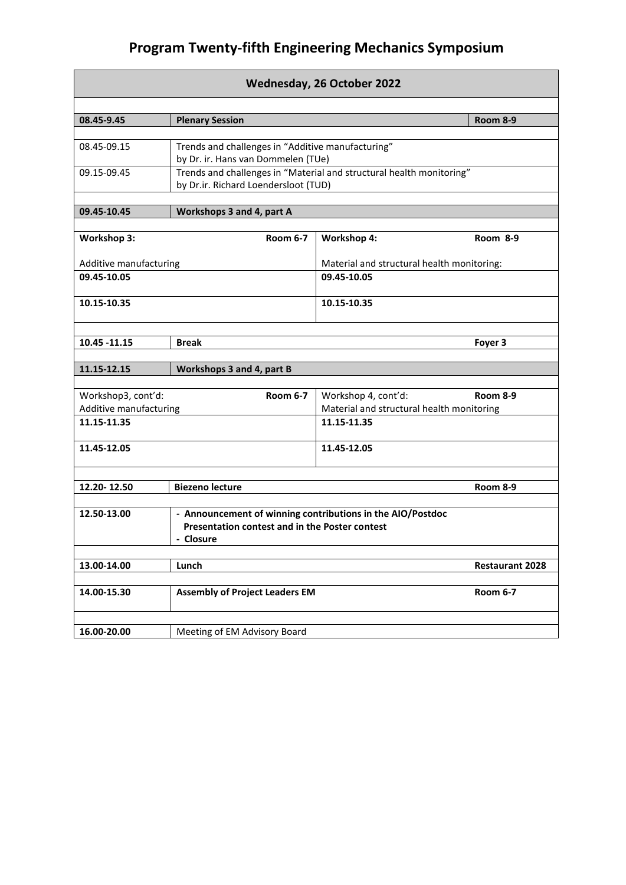# Program Twenty-fifth Engineering Mechanics Symposium

| Wednesday, 26 October 2022 | | | |
|---|---|---|---|
| **08.45-9.45** | **Plenary Session** | | **Room 8-9** |
| 08.45-09.15 | Trends and challenges in "Additive manufacturing"<br>by Dr. ir. Hans van Dommelen (TUe) | | |
| 09.15-09.45 | Trends and challenges in "Material and structural health monitoring"<br>by Dr.ir. Richard Loendersloot (TUD) | | |
| **09.45-10.45** | **Workshops 3 and 4, part A** | | |
| **Workshop 3:** | **Room 6-7** | **Workshop 4:** | **Room 8-9** |
| Additive manufacturing | | Material and structural health monitoring: | |
| **09.45-10.05** | | **09.45-10.05** | |
| **10.15-10.35** | | **10.15-10.35** | |
| **10.45 -11.15** | **Break** | | **Foyer 3** |
| **11.15-12.15** | **Workshops 3 and 4, part B** | | |
| Workshop3, cont'd:<br>Additive manufacturing | **Room 6-7** | Workshop 4, cont'd:<br>Material and structural health monitoring | **Room 8-9** |
| **11.15-11.35** | | **11.15-11.35** | |
| **11.45-12.05** | | **11.45-12.05** | |
| **12.20- 12.50** | **Biezeno lecture** | | **Room 8-9** |
| **12.50-13.00** | **- Announcement of winning contributions in the AIO/Postdoc Presentation contest and in the Poster contest**<br>**- Closure** | | |
| **13.00-14.00** | **Lunch** | | **Restaurant 2028** |
| **14.00-15.30** | **Assembly of Project Leaders EM** | | **Room 6-7** |
| **16.00-20.00** | Meeting of EM Advisory Board | | |